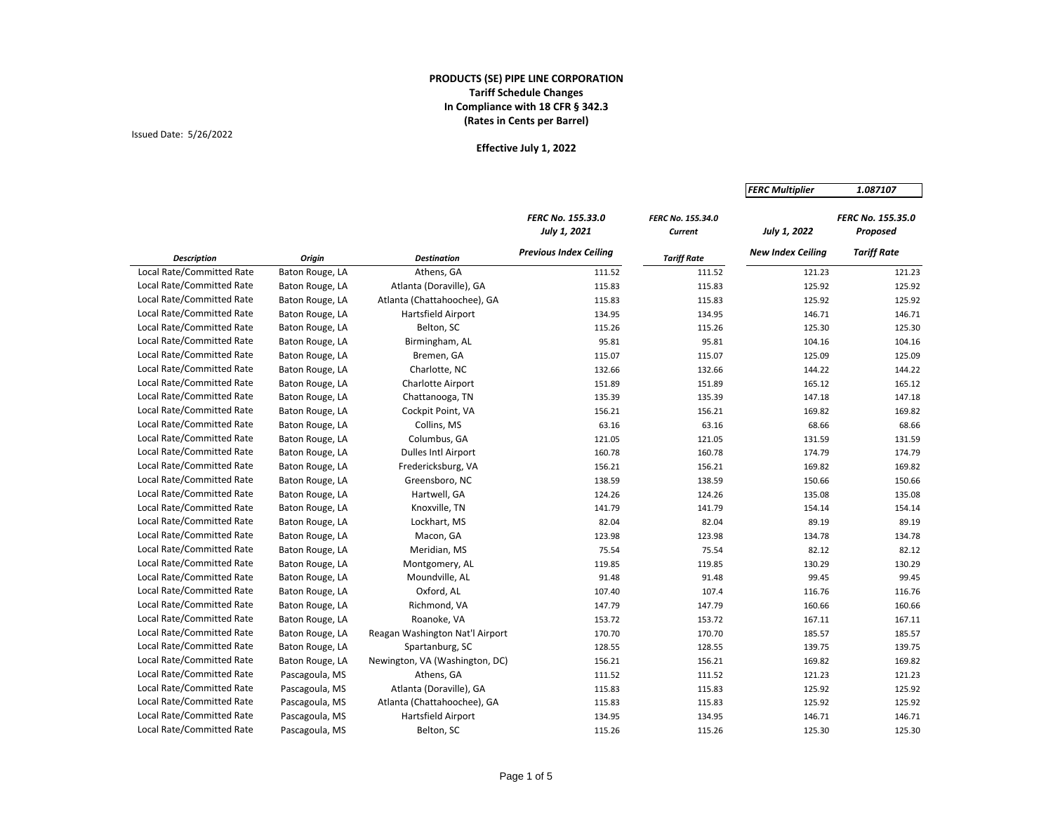**PRODUCTS (SE) PIPE LINE CORPORATION**
**Tariff Schedule Changes**
**In Compliance with 18 CFR § 342.3**
**(Rates in Cents per Barrel)**

Issued Date: 5/26/2022

**Effective July 1, 2022**

| *FERC Multiplier* | *1.087107* |
|---|---|

| *Description* | *Origin* | *Destination* | *FERC No. 155.33.0 July 1, 2021 Previous Index Ceiling* | *FERC No. 155.34.0 Current Tariff Rate* | *July 1, 2022 New Index Ceiling* | *FERC No. 155.35.0 Proposed Tariff Rate* |
|---|---|---|---|---|---|---|
| Local Rate/Committed Rate | Baton Rouge, LA | Athens, GA | 111.52 | 111.52 | 121.23 | 121.23 |
| Local Rate/Committed Rate | Baton Rouge, LA | Atlanta (Doraville), GA | 115.83 | 115.83 | 125.92 | 125.92 |
| Local Rate/Committed Rate | Baton Rouge, LA | Atlanta (Chattahoochee), GA | 115.83 | 115.83 | 125.92 | 125.92 |
| Local Rate/Committed Rate | Baton Rouge, LA | Hartsfield Airport | 134.95 | 134.95 | 146.71 | 146.71 |
| Local Rate/Committed Rate | Baton Rouge, LA | Belton, SC | 115.26 | 115.26 | 125.30 | 125.30 |
| Local Rate/Committed Rate | Baton Rouge, LA | Birmingham, AL | 95.81 | 95.81 | 104.16 | 104.16 |
| Local Rate/Committed Rate | Baton Rouge, LA | Bremen, GA | 115.07 | 115.07 | 125.09 | 125.09 |
| Local Rate/Committed Rate | Baton Rouge, LA | Charlotte, NC | 132.66 | 132.66 | 144.22 | 144.22 |
| Local Rate/Committed Rate | Baton Rouge, LA | Charlotte Airport | 151.89 | 151.89 | 165.12 | 165.12 |
| Local Rate/Committed Rate | Baton Rouge, LA | Chattanooga, TN | 135.39 | 135.39 | 147.18 | 147.18 |
| Local Rate/Committed Rate | Baton Rouge, LA | Cockpit Point, VA | 156.21 | 156.21 | 169.82 | 169.82 |
| Local Rate/Committed Rate | Baton Rouge, LA | Collins, MS | 63.16 | 63.16 | 68.66 | 68.66 |
| Local Rate/Committed Rate | Baton Rouge, LA | Columbus, GA | 121.05 | 121.05 | 131.59 | 131.59 |
| Local Rate/Committed Rate | Baton Rouge, LA | Dulles Intl Airport | 160.78 | 160.78 | 174.79 | 174.79 |
| Local Rate/Committed Rate | Baton Rouge, LA | Fredericksburg, VA | 156.21 | 156.21 | 169.82 | 169.82 |
| Local Rate/Committed Rate | Baton Rouge, LA | Greensboro, NC | 138.59 | 138.59 | 150.66 | 150.66 |
| Local Rate/Committed Rate | Baton Rouge, LA | Hartwell, GA | 124.26 | 124.26 | 135.08 | 135.08 |
| Local Rate/Committed Rate | Baton Rouge, LA | Knoxville, TN | 141.79 | 141.79 | 154.14 | 154.14 |
| Local Rate/Committed Rate | Baton Rouge, LA | Lockhart, MS | 82.04 | 82.04 | 89.19 | 89.19 |
| Local Rate/Committed Rate | Baton Rouge, LA | Macon, GA | 123.98 | 123.98 | 134.78 | 134.78 |
| Local Rate/Committed Rate | Baton Rouge, LA | Meridian, MS | 75.54 | 75.54 | 82.12 | 82.12 |
| Local Rate/Committed Rate | Baton Rouge, LA | Montgomery, AL | 119.85 | 119.85 | 130.29 | 130.29 |
| Local Rate/Committed Rate | Baton Rouge, LA | Moundville, AL | 91.48 | 91.48 | 99.45 | 99.45 |
| Local Rate/Committed Rate | Baton Rouge, LA | Oxford, AL | 107.40 | 107.4 | 116.76 | 116.76 |
| Local Rate/Committed Rate | Baton Rouge, LA | Richmond, VA | 147.79 | 147.79 | 160.66 | 160.66 |
| Local Rate/Committed Rate | Baton Rouge, LA | Roanoke, VA | 153.72 | 153.72 | 167.11 | 167.11 |
| Local Rate/Committed Rate | Baton Rouge, LA | Reagan Washington Nat'l Airport | 170.70 | 170.70 | 185.57 | 185.57 |
| Local Rate/Committed Rate | Baton Rouge, LA | Spartanburg, SC | 128.55 | 128.55 | 139.75 | 139.75 |
| Local Rate/Committed Rate | Baton Rouge, LA | Newington, VA (Washington, DC) | 156.21 | 156.21 | 169.82 | 169.82 |
| Local Rate/Committed Rate | Pascagoula, MS | Athens, GA | 111.52 | 111.52 | 121.23 | 121.23 |
| Local Rate/Committed Rate | Pascagoula, MS | Atlanta (Doraville), GA | 115.83 | 115.83 | 125.92 | 125.92 |
| Local Rate/Committed Rate | Pascagoula, MS | Atlanta (Chattahoochee), GA | 115.83 | 115.83 | 125.92 | 125.92 |
| Local Rate/Committed Rate | Pascagoula, MS | Hartsfield Airport | 134.95 | 134.95 | 146.71 | 146.71 |
| Local Rate/Committed Rate | Pascagoula, MS | Belton, SC | 115.26 | 115.26 | 125.30 | 125.30 |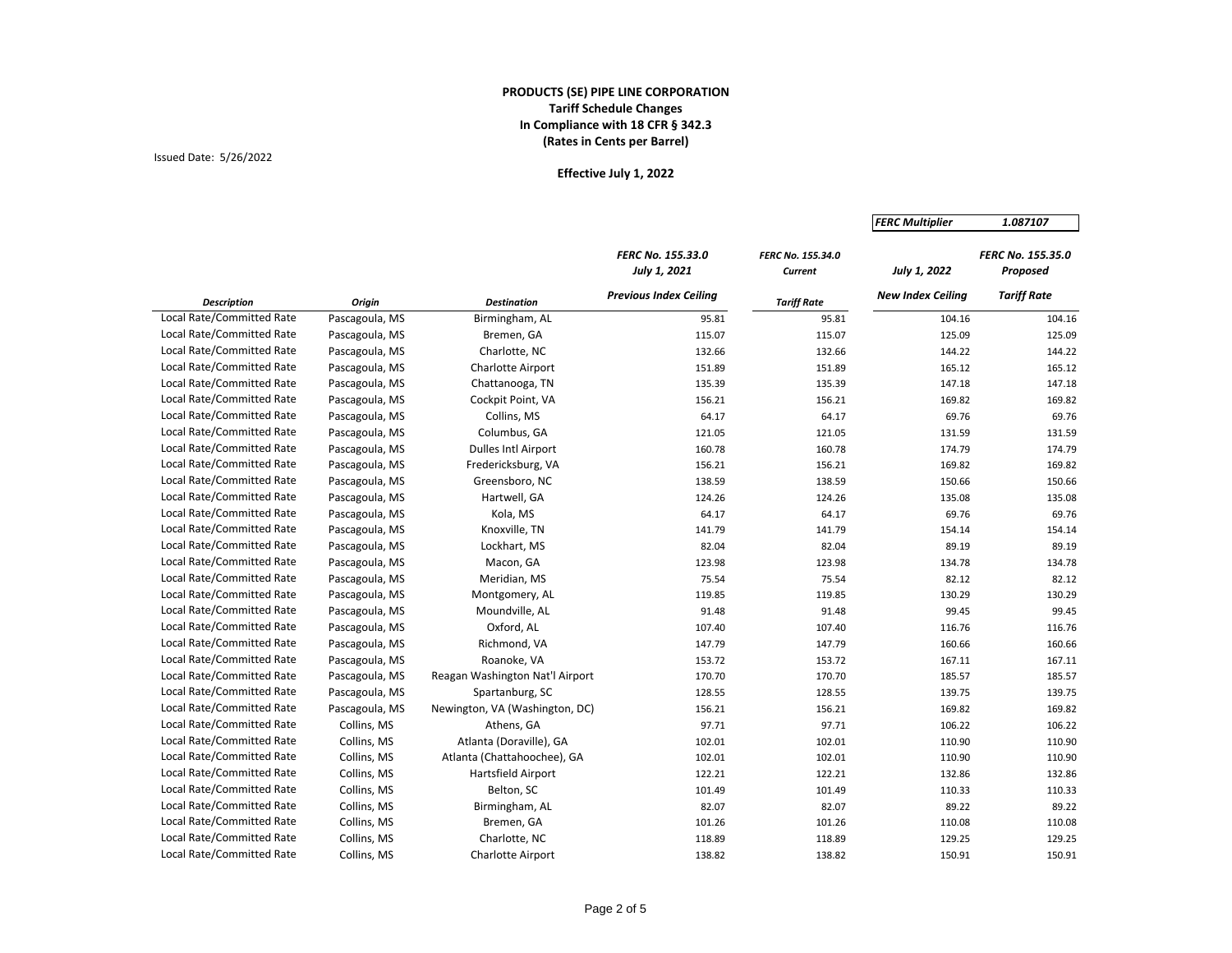**PRODUCTS (SE) PIPE LINE CORPORATION**
**Tariff Schedule Changes**
**In Compliance with 18 CFR § 342.3**
**(Rates in Cents per Barrel)**

Issued Date: 5/26/2022

**Effective July 1, 2022**

| *FERC Multiplier* | *1.087107* |
|---|---|

| *Description* | *Origin* | *Destination* | *FERC No. 155.33.0 July 1, 2021 Previous Index Ceiling* | *FERC No. 155.34.0 Current Tariff Rate* | *July 1, 2022 New Index Ceiling* | *FERC No. 155.35.0 Proposed Tariff Rate* |
|---|---|---|---|---|---|---|
| Local Rate/Committed Rate | Pascagoula, MS | Birmingham, AL | 95.81 | 95.81 | 104.16 | 104.16 |
| Local Rate/Committed Rate | Pascagoula, MS | Bremen, GA | 115.07 | 115.07 | 125.09 | 125.09 |
| Local Rate/Committed Rate | Pascagoula, MS | Charlotte, NC | 132.66 | 132.66 | 144.22 | 144.22 |
| Local Rate/Committed Rate | Pascagoula, MS | Charlotte Airport | 151.89 | 151.89 | 165.12 | 165.12 |
| Local Rate/Committed Rate | Pascagoula, MS | Chattanooga, TN | 135.39 | 135.39 | 147.18 | 147.18 |
| Local Rate/Committed Rate | Pascagoula, MS | Cockpit Point, VA | 156.21 | 156.21 | 169.82 | 169.82 |
| Local Rate/Committed Rate | Pascagoula, MS | Collins, MS | 64.17 | 64.17 | 69.76 | 69.76 |
| Local Rate/Committed Rate | Pascagoula, MS | Columbus, GA | 121.05 | 121.05 | 131.59 | 131.59 |
| Local Rate/Committed Rate | Pascagoula, MS | Dulles Intl Airport | 160.78 | 160.78 | 174.79 | 174.79 |
| Local Rate/Committed Rate | Pascagoula, MS | Fredericksburg, VA | 156.21 | 156.21 | 169.82 | 169.82 |
| Local Rate/Committed Rate | Pascagoula, MS | Greensboro, NC | 138.59 | 138.59 | 150.66 | 150.66 |
| Local Rate/Committed Rate | Pascagoula, MS | Hartwell, GA | 124.26 | 124.26 | 135.08 | 135.08 |
| Local Rate/Committed Rate | Pascagoula, MS | Kola, MS | 64.17 | 64.17 | 69.76 | 69.76 |
| Local Rate/Committed Rate | Pascagoula, MS | Knoxville, TN | 141.79 | 141.79 | 154.14 | 154.14 |
| Local Rate/Committed Rate | Pascagoula, MS | Lockhart, MS | 82.04 | 82.04 | 89.19 | 89.19 |
| Local Rate/Committed Rate | Pascagoula, MS | Macon, GA | 123.98 | 123.98 | 134.78 | 134.78 |
| Local Rate/Committed Rate | Pascagoula, MS | Meridian, MS | 75.54 | 75.54 | 82.12 | 82.12 |
| Local Rate/Committed Rate | Pascagoula, MS | Montgomery, AL | 119.85 | 119.85 | 130.29 | 130.29 |
| Local Rate/Committed Rate | Pascagoula, MS | Moundville, AL | 91.48 | 91.48 | 99.45 | 99.45 |
| Local Rate/Committed Rate | Pascagoula, MS | Oxford, AL | 107.40 | 107.40 | 116.76 | 116.76 |
| Local Rate/Committed Rate | Pascagoula, MS | Richmond, VA | 147.79 | 147.79 | 160.66 | 160.66 |
| Local Rate/Committed Rate | Pascagoula, MS | Roanoke, VA | 153.72 | 153.72 | 167.11 | 167.11 |
| Local Rate/Committed Rate | Pascagoula, MS | Reagan Washington Nat'l Airport | 170.70 | 170.70 | 185.57 | 185.57 |
| Local Rate/Committed Rate | Pascagoula, MS | Spartanburg, SC | 128.55 | 128.55 | 139.75 | 139.75 |
| Local Rate/Committed Rate | Pascagoula, MS | Newington, VA (Washington, DC) | 156.21 | 156.21 | 169.82 | 169.82 |
| Local Rate/Committed Rate | Collins, MS | Athens, GA | 97.71 | 97.71 | 106.22 | 106.22 |
| Local Rate/Committed Rate | Collins, MS | Atlanta (Doraville), GA | 102.01 | 102.01 | 110.90 | 110.90 |
| Local Rate/Committed Rate | Collins, MS | Atlanta (Chattahoochee), GA | 102.01 | 102.01 | 110.90 | 110.90 |
| Local Rate/Committed Rate | Collins, MS | Hartsfield Airport | 122.21 | 122.21 | 132.86 | 132.86 |
| Local Rate/Committed Rate | Collins, MS | Belton, SC | 101.49 | 101.49 | 110.33 | 110.33 |
| Local Rate/Committed Rate | Collins, MS | Birmingham, AL | 82.07 | 82.07 | 89.22 | 89.22 |
| Local Rate/Committed Rate | Collins, MS | Bremen, GA | 101.26 | 101.26 | 110.08 | 110.08 |
| Local Rate/Committed Rate | Collins, MS | Charlotte, NC | 118.89 | 118.89 | 129.25 | 129.25 |
| Local Rate/Committed Rate | Collins, MS | Charlotte Airport | 138.82 | 138.82 | 150.91 | 150.91 |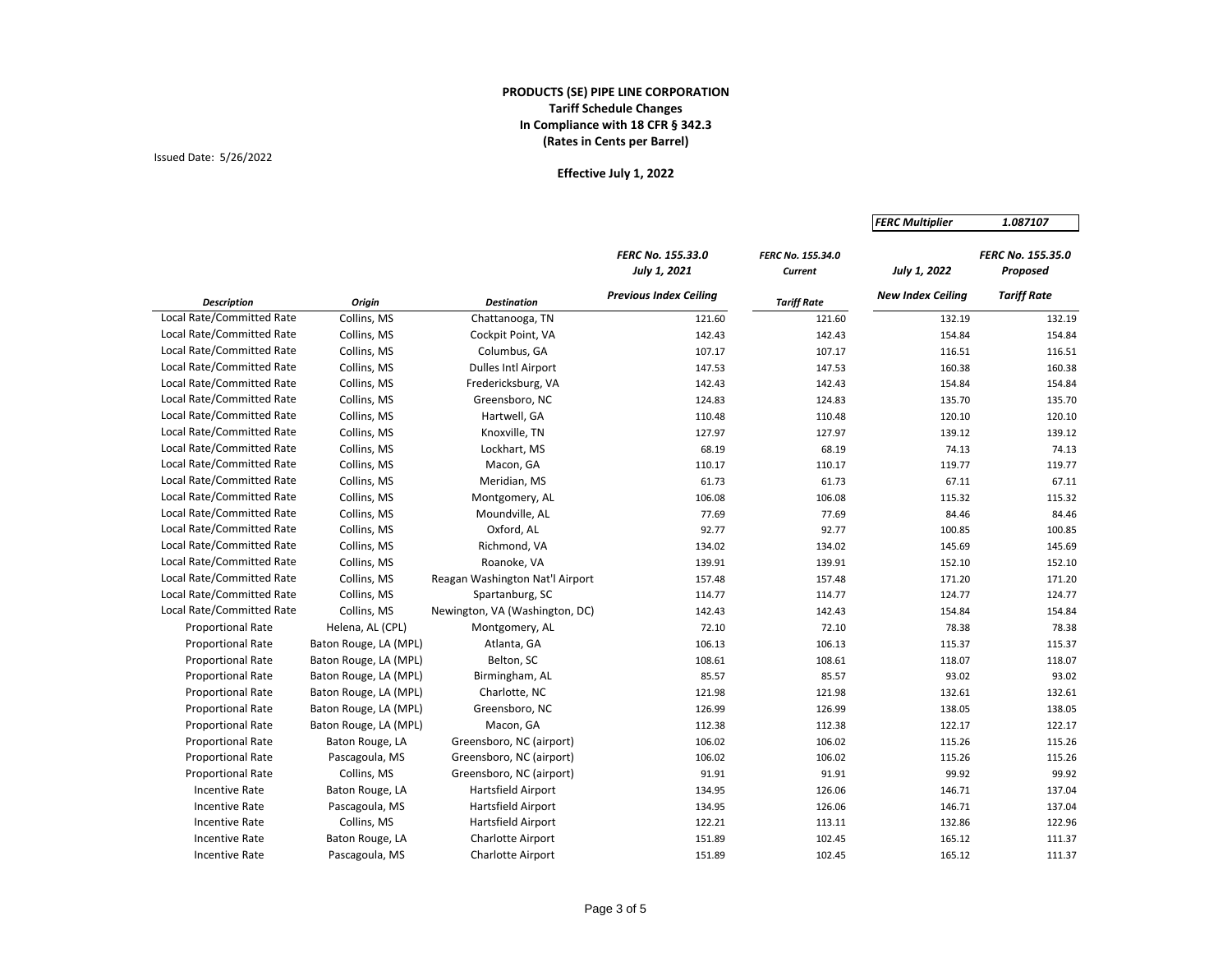**PRODUCTS (SE) PIPE LINE CORPORATION**
**Tariff Schedule Changes**
**In Compliance with 18 CFR § 342.3**
**(Rates in Cents per Barrel)**

Issued Date: 5/26/2022

**Effective July 1, 2022**

| *FERC Multiplier* | *1.087107* |
|---|---|

| *Description* | *Origin* | *Destination* | *FERC No. 155.33.0 July 1, 2021 Previous Index Ceiling* | *FERC No. 155.34.0 Current Tariff Rate* | *July 1, 2022 New Index Ceiling* | *FERC No. 155.35.0 Proposed Tariff Rate* |
|---|---|---|---|---|---|---|
| Local Rate/Committed Rate | Collins, MS | Chattanooga, TN | 121.60 | 121.60 | 132.19 | 132.19 |
| Local Rate/Committed Rate | Collins, MS | Cockpit Point, VA | 142.43 | 142.43 | 154.84 | 154.84 |
| Local Rate/Committed Rate | Collins, MS | Columbus, GA | 107.17 | 107.17 | 116.51 | 116.51 |
| Local Rate/Committed Rate | Collins, MS | Dulles Intl Airport | 147.53 | 147.53 | 160.38 | 160.38 |
| Local Rate/Committed Rate | Collins, MS | Fredericksburg, VA | 142.43 | 142.43 | 154.84 | 154.84 |
| Local Rate/Committed Rate | Collins, MS | Greensboro, NC | 124.83 | 124.83 | 135.70 | 135.70 |
| Local Rate/Committed Rate | Collins, MS | Hartwell, GA | 110.48 | 110.48 | 120.10 | 120.10 |
| Local Rate/Committed Rate | Collins, MS | Knoxville, TN | 127.97 | 127.97 | 139.12 | 139.12 |
| Local Rate/Committed Rate | Collins, MS | Lockhart, MS | 68.19 | 68.19 | 74.13 | 74.13 |
| Local Rate/Committed Rate | Collins, MS | Macon, GA | 110.17 | 110.17 | 119.77 | 119.77 |
| Local Rate/Committed Rate | Collins, MS | Meridian, MS | 61.73 | 61.73 | 67.11 | 67.11 |
| Local Rate/Committed Rate | Collins, MS | Montgomery, AL | 106.08 | 106.08 | 115.32 | 115.32 |
| Local Rate/Committed Rate | Collins, MS | Moundville, AL | 77.69 | 77.69 | 84.46 | 84.46 |
| Local Rate/Committed Rate | Collins, MS | Oxford, AL | 92.77 | 92.77 | 100.85 | 100.85 |
| Local Rate/Committed Rate | Collins, MS | Richmond, VA | 134.02 | 134.02 | 145.69 | 145.69 |
| Local Rate/Committed Rate | Collins, MS | Roanoke, VA | 139.91 | 139.91 | 152.10 | 152.10 |
| Local Rate/Committed Rate | Collins, MS | Reagan Washington Nat'l Airport | 157.48 | 157.48 | 171.20 | 171.20 |
| Local Rate/Committed Rate | Collins, MS | Spartanburg, SC | 114.77 | 114.77 | 124.77 | 124.77 |
| Local Rate/Committed Rate | Collins, MS | Newington, VA (Washington, DC) | 142.43 | 142.43 | 154.84 | 154.84 |
| Proportional Rate | Helena, AL (CPL) | Montgomery, AL | 72.10 | 72.10 | 78.38 | 78.38 |
| Proportional Rate | Baton Rouge, LA (MPL) | Atlanta, GA | 106.13 | 106.13 | 115.37 | 115.37 |
| Proportional Rate | Baton Rouge, LA (MPL) | Belton, SC | 108.61 | 108.61 | 118.07 | 118.07 |
| Proportional Rate | Baton Rouge, LA (MPL) | Birmingham, AL | 85.57 | 85.57 | 93.02 | 93.02 |
| Proportional Rate | Baton Rouge, LA (MPL) | Charlotte, NC | 121.98 | 121.98 | 132.61 | 132.61 |
| Proportional Rate | Baton Rouge, LA (MPL) | Greensboro, NC | 126.99 | 126.99 | 138.05 | 138.05 |
| Proportional Rate | Baton Rouge, LA (MPL) | Macon, GA | 112.38 | 112.38 | 122.17 | 122.17 |
| Proportional Rate | Baton Rouge, LA | Greensboro, NC (airport) | 106.02 | 106.02 | 115.26 | 115.26 |
| Proportional Rate | Pascagoula, MS | Greensboro, NC (airport) | 106.02 | 106.02 | 115.26 | 115.26 |
| Proportional Rate | Collins, MS | Greensboro, NC (airport) | 91.91 | 91.91 | 99.92 | 99.92 |
| Incentive Rate | Baton Rouge, LA | Hartsfield Airport | 134.95 | 126.06 | 146.71 | 137.04 |
| Incentive Rate | Pascagoula, MS | Hartsfield Airport | 134.95 | 126.06 | 146.71 | 137.04 |
| Incentive Rate | Collins, MS | Hartsfield Airport | 122.21 | 113.11 | 132.86 | 122.96 |
| Incentive Rate | Baton Rouge, LA | Charlotte Airport | 151.89 | 102.45 | 165.12 | 111.37 |
| Incentive Rate | Pascagoula, MS | Charlotte Airport | 151.89 | 102.45 | 165.12 | 111.37 |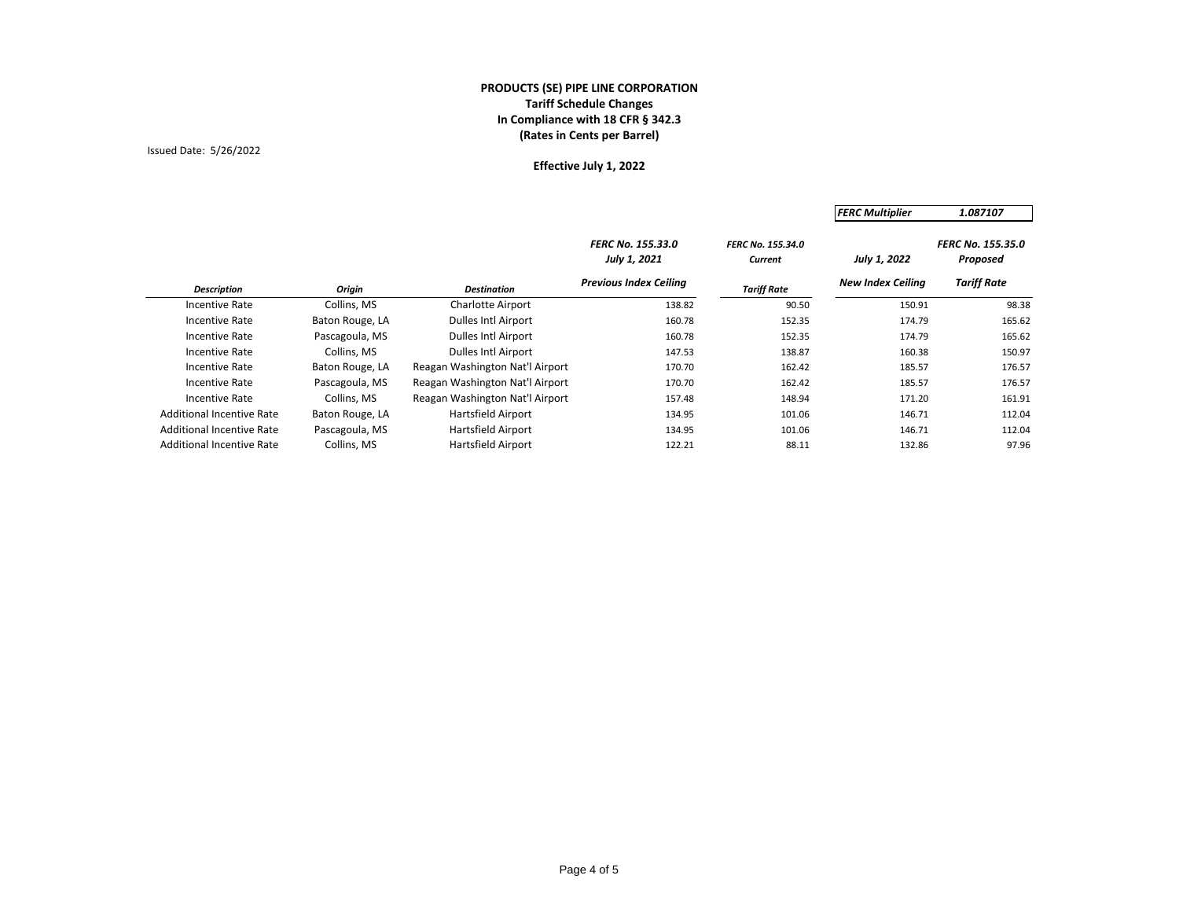**PRODUCTS (SE) PIPE LINE CORPORATION**
**Tariff Schedule Changes**
**In Compliance with 18 CFR § 342.3**
**(Rates in Cents per Barrel)**

Issued Date: 5/26/2022

**Effective July 1, 2022**

| *FERC Multiplier* | *1.087107* |
|---|---|

| | | | *FERC No. 155.33.0* | *FERC No. 155.34.0* | | *FERC No. 155.35.0* |
|---|---|---|---|---|---|---|
| | | | *July 1, 2021* | *Current* | *July 1, 2022* | *Proposed* |
| *Description* | *Origin* | *Destination* | *Previous Index Ceiling* | *Tariff Rate* | *New Index Ceiling* | *Tariff Rate* |
| Incentive Rate | Collins, MS | Charlotte Airport | 138.82 | 90.50 | 150.91 | 98.38 |
| Incentive Rate | Baton Rouge, LA | Dulles Intl Airport | 160.78 | 152.35 | 174.79 | 165.62 |
| Incentive Rate | Pascagoula, MS | Dulles Intl Airport | 160.78 | 152.35 | 174.79 | 165.62 |
| Incentive Rate | Collins, MS | Dulles Intl Airport | 147.53 | 138.87 | 160.38 | 150.97 |
| Incentive Rate | Baton Rouge, LA | Reagan Washington Nat'l Airport | 170.70 | 162.42 | 185.57 | 176.57 |
| Incentive Rate | Pascagoula, MS | Reagan Washington Nat'l Airport | 170.70 | 162.42 | 185.57 | 176.57 |
| Incentive Rate | Collins, MS | Reagan Washington Nat'l Airport | 157.48 | 148.94 | 171.20 | 161.91 |
| Additional Incentive Rate | Baton Rouge, LA | Hartsfield Airport | 134.95 | 101.06 | 146.71 | 112.04 |
| Additional Incentive Rate | Pascagoula, MS | Hartsfield Airport | 134.95 | 101.06 | 146.71 | 112.04 |
| Additional Incentive Rate | Collins, MS | Hartsfield Airport | 122.21 | 88.11 | 132.86 | 97.96 |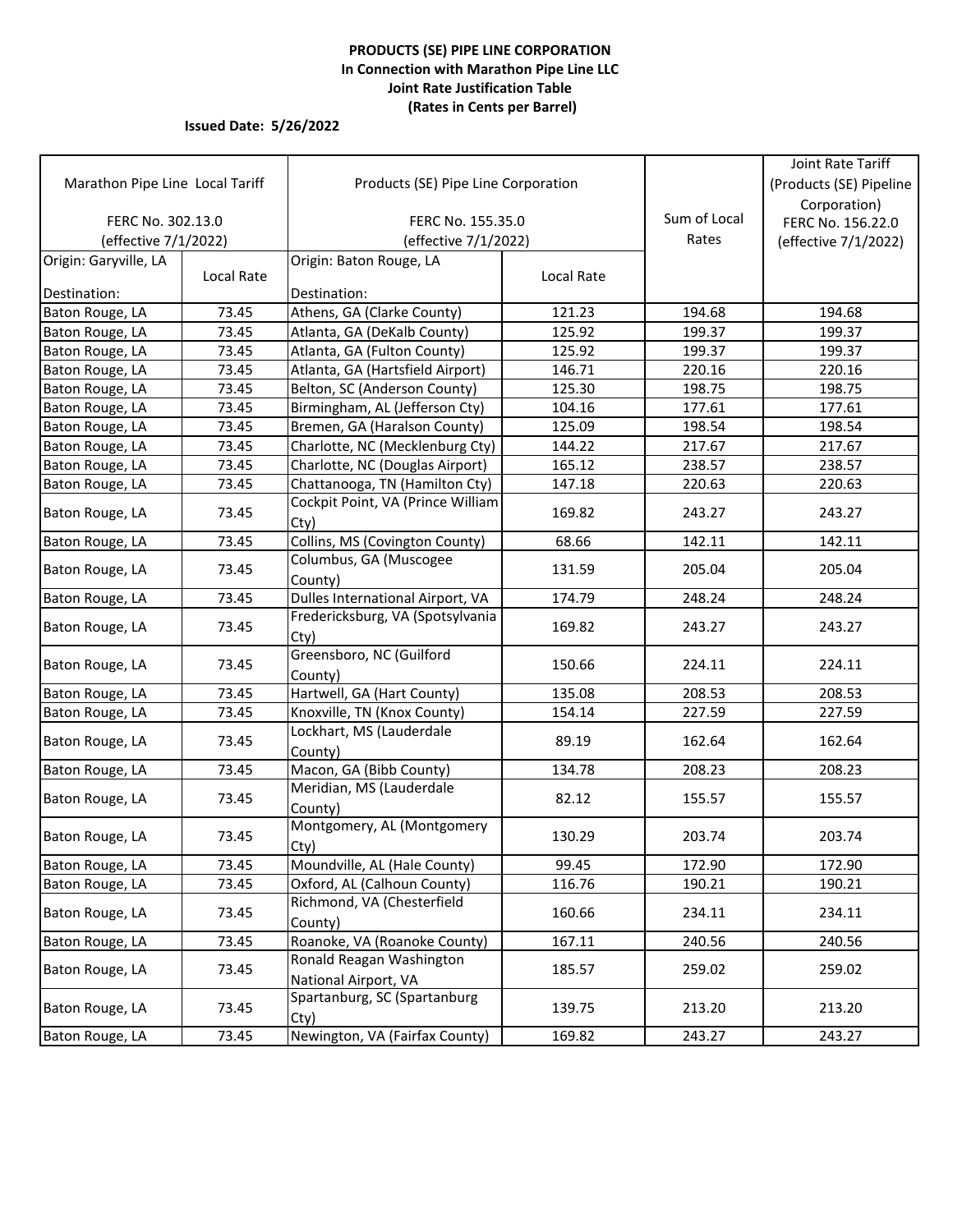**PRODUCTS (SE) PIPE LINE CORPORATION**
**In Connection with Marathon Pipe Line LLC**
**Joint Rate Justification Table**
**(Rates in Cents per Barrel)**

**Issued Date: 5/26/2022**

| Marathon Pipe Line Local Tariff FERC No. 302.13.0 (effective 7/1/2022) | | Products (SE) Pipe Line Corporation FERC No. 155.35.0 (effective 7/1/2022) | | Sum of Local Rates | Joint Rate Tariff (Products (SE) Pipeline Corporation) FERC No. 156.22.0 (effective 7/1/2022) |
|---|---|---|---|---|---|
| Origin: Garyville, LA<br>Destination: | Local Rate | Origin: Baton Rouge, LA<br>Destination: | Local Rate | | |
| Baton Rouge, LA | 73.45 | Athens, GA (Clarke County) | 121.23 | 194.68 | 194.68 |
| Baton Rouge, LA | 73.45 | Atlanta, GA (DeKalb County) | 125.92 | 199.37 | 199.37 |
| Baton Rouge, LA | 73.45 | Atlanta, GA (Fulton County) | 125.92 | 199.37 | 199.37 |
| Baton Rouge, LA | 73.45 | Atlanta, GA (Hartsfield Airport) | 146.71 | 220.16 | 220.16 |
| Baton Rouge, LA | 73.45 | Belton, SC (Anderson County) | 125.30 | 198.75 | 198.75 |
| Baton Rouge, LA | 73.45 | Birmingham, AL (Jefferson Cty) | 104.16 | 177.61 | 177.61 |
| Baton Rouge, LA | 73.45 | Bremen, GA (Haralson County) | 125.09 | 198.54 | 198.54 |
| Baton Rouge, LA | 73.45 | Charlotte, NC (Mecklenburg Cty) | 144.22 | 217.67 | 217.67 |
| Baton Rouge, LA | 73.45 | Charlotte, NC (Douglas Airport) | 165.12 | 238.57 | 238.57 |
| Baton Rouge, LA | 73.45 | Chattanooga, TN (Hamilton Cty) | 147.18 | 220.63 | 220.63 |
| Baton Rouge, LA | 73.45 | Cockpit Point, VA (Prince William Cty) | 169.82 | 243.27 | 243.27 |
| Baton Rouge, LA | 73.45 | Collins, MS (Covington County) | 68.66 | 142.11 | 142.11 |
| Baton Rouge, LA | 73.45 | Columbus, GA (Muscogee County) | 131.59 | 205.04 | 205.04 |
| Baton Rouge, LA | 73.45 | Dulles International Airport, VA | 174.79 | 248.24 | 248.24 |
| Baton Rouge, LA | 73.45 | Fredericksburg, VA (Spotsylvania Cty) | 169.82 | 243.27 | 243.27 |
| Baton Rouge, LA | 73.45 | Greensboro, NC (Guilford County) | 150.66 | 224.11 | 224.11 |
| Baton Rouge, LA | 73.45 | Hartwell, GA (Hart County) | 135.08 | 208.53 | 208.53 |
| Baton Rouge, LA | 73.45 | Knoxville, TN (Knox County) | 154.14 | 227.59 | 227.59 |
| Baton Rouge, LA | 73.45 | Lockhart, MS (Lauderdale County) | 89.19 | 162.64 | 162.64 |
| Baton Rouge, LA | 73.45 | Macon, GA (Bibb County) | 134.78 | 208.23 | 208.23 |
| Baton Rouge, LA | 73.45 | Meridian, MS (Lauderdale County) | 82.12 | 155.57 | 155.57 |
| Baton Rouge, LA | 73.45 | Montgomery, AL (Montgomery Cty) | 130.29 | 203.74 | 203.74 |
| Baton Rouge, LA | 73.45 | Moundville, AL (Hale County) | 99.45 | 172.90 | 172.90 |
| Baton Rouge, LA | 73.45 | Oxford, AL (Calhoun County) | 116.76 | 190.21 | 190.21 |
| Baton Rouge, LA | 73.45 | Richmond, VA (Chesterfield County) | 160.66 | 234.11 | 234.11 |
| Baton Rouge, LA | 73.45 | Roanoke, VA (Roanoke County) | 167.11 | 240.56 | 240.56 |
| Baton Rouge, LA | 73.45 | Ronald Reagan Washington National Airport, VA | 185.57 | 259.02 | 259.02 |
| Baton Rouge, LA | 73.45 | Spartanburg, SC (Spartanburg Cty) | 139.75 | 213.20 | 213.20 |
| Baton Rouge, LA | 73.45 | Newington, VA (Fairfax County) | 169.82 | 243.27 | 243.27 |